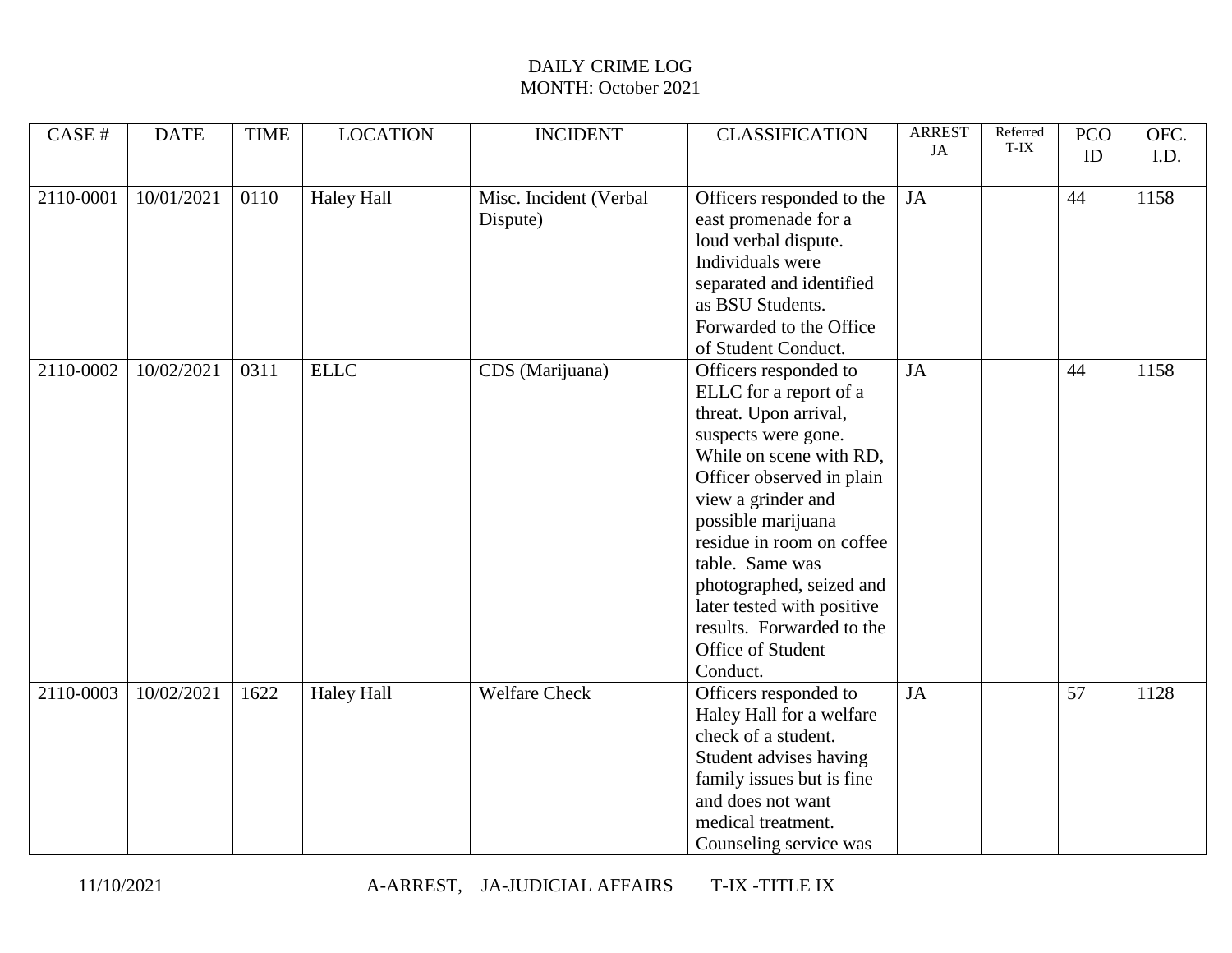DAILY CRIME LOG
MONTH: October 2021

| CASE # | DATE | TIME | LOCATION | INCIDENT | CLASSIFICATION | ARREST JA | Referred T-IX | PCO ID | OFC. I.D. |
|---|---|---|---|---|---|---|---|---|---|
| 2110-0001 | 10/01/2021 | 0110 | Haley Hall | Misc. Incident (Verbal Dispute) | Officers responded to the east promenade for a loud verbal dispute. Individuals were separated and identified as BSU Students. Forwarded to the Office of Student Conduct. | JA | | 44 | 1158 |
| 2110-0002 | 10/02/2021 | 0311 | ELLC | CDS (Marijuana) | Officers responded to ELLC for a report of a threat. Upon arrival, suspects were gone. While on scene with RD, Officer observed in plain view a grinder and possible marijuana residue in room on coffee table. Same was photographed, seized and later tested with positive results. Forwarded to the Office of Student Conduct. | JA | | 44 | 1158 |
| 2110-0003 | 10/02/2021 | 1622 | Haley Hall | Welfare Check | Officers responded to Haley Hall for a welfare check of a student. Student advises having family issues but is fine and does not want medical treatment. Counseling service was | JA | | 57 | 1128 |

11/10/2021 A-ARREST, JA-JUDICIAL AFFAIRS T-IX -TITLE IX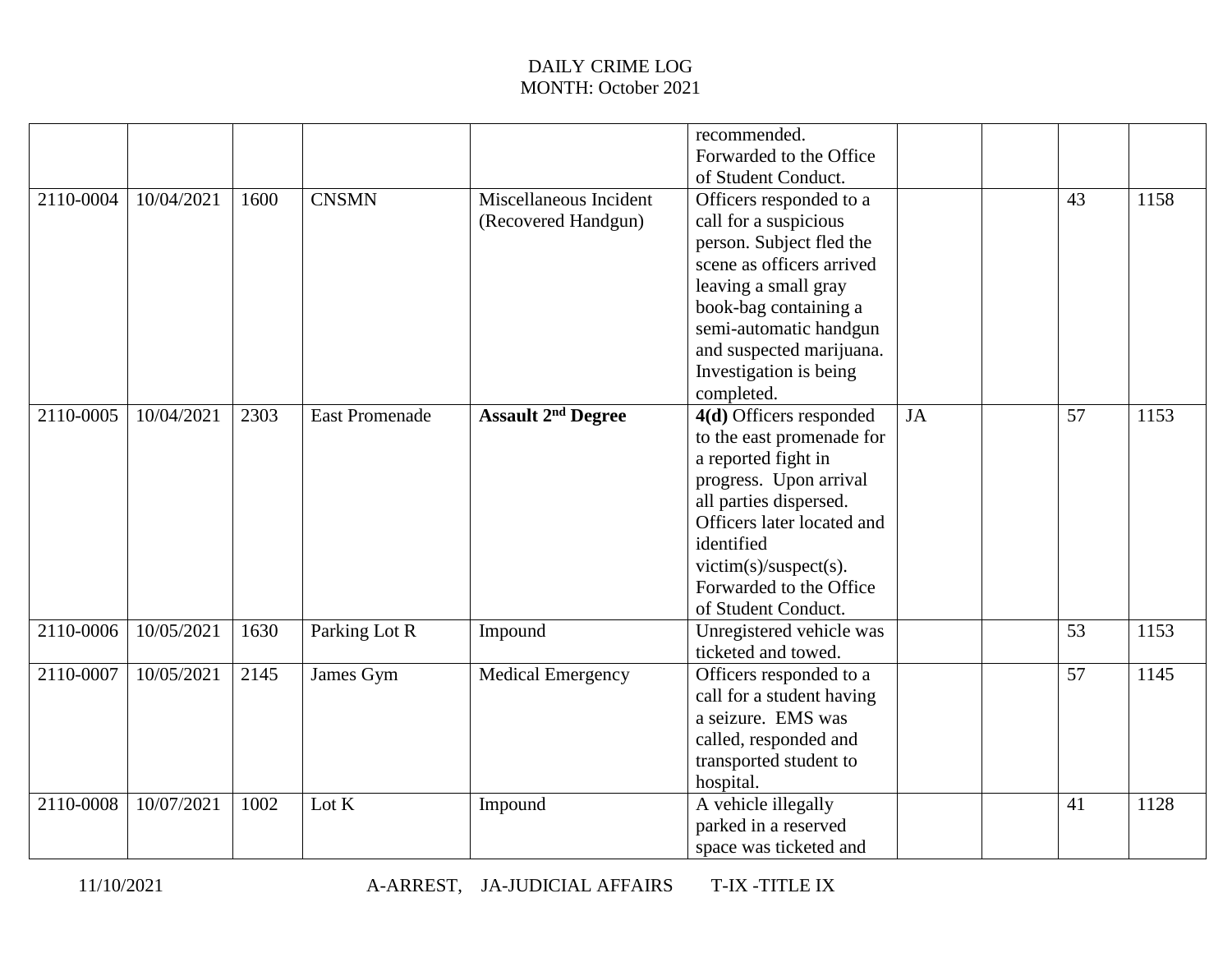DAILY CRIME LOG
MONTH: October 2021

| | | | | | | | | | |
|---|---|---|---|---|---|---|---|---|---|
| | | | | | recommended. Forwarded to the Office of Student Conduct. | | | | |
| 2110-0004 | 10/04/2021 | 1600 | CNSMN | Miscellaneous Incident (Recovered Handgun) | Officers responded to a call for a suspicious person. Subject fled the scene as officers arrived leaving a small gray book-bag containing a semi-automatic handgun and suspected marijuana. Investigation is being completed. | | | 43 | 1158 |
| 2110-0005 | 10/04/2021 | 2303 | East Promenade | **Assault 2nd Degree** | **4(d)** Officers responded to the east promenade for a reported fight in progress. Upon arrival all parties dispersed. Officers later located and identified victim(s)/suspect(s). Forwarded to the Office of Student Conduct. | JA | | 57 | 1153 |
| 2110-0006 | 10/05/2021 | 1630 | Parking Lot R | Impound | Unregistered vehicle was ticketed and towed. | | | 53 | 1153 |
| 2110-0007 | 10/05/2021 | 2145 | James Gym | Medical Emergency | Officers responded to a call for a student having a seizure. EMS was called, responded and transported student to hospital. | | | 57 | 1145 |
| 2110-0008 | 10/07/2021 | 1002 | Lot K | Impound | A vehicle illegally parked in a reserved space was ticketed and | | | 41 | 1128 |

11/10/2021 A-ARREST, JA-JUDICIAL AFFAIRS T-IX -TITLE IX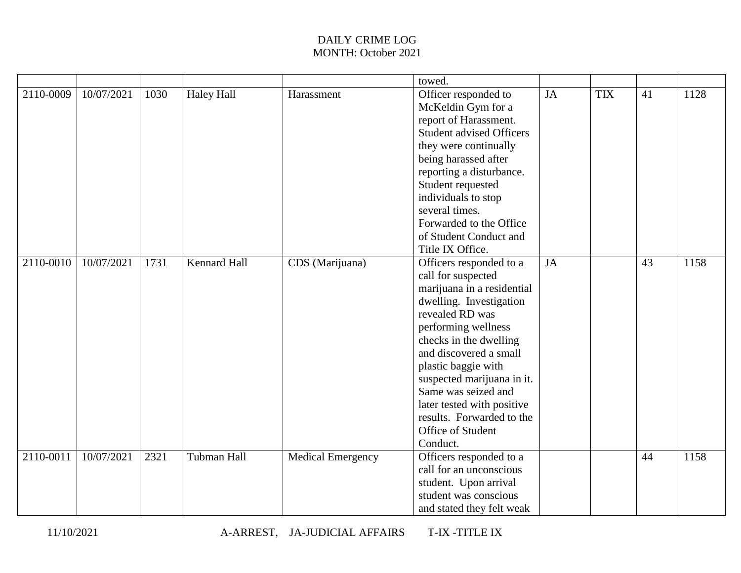# DAILY CRIME LOG
MONTH: October 2021

| | | | | | | | | | |
|---|---|---|---|---|---|---|---|---|---|
| | | | | | towed. | | | | |
| 2110-0009 | 10/07/2021 | 1030 | Haley Hall | Harassment | Officer responded to McKeldin Gym for a report of Harassment. Student advised Officers they were continually being harassed after reporting a disturbance. Student requested individuals to stop several times. Forwarded to the Office of Student Conduct and Title IX Office. | JA | TIX | 41 | 1128 |
| 2110-0010 | 10/07/2021 | 1731 | Kennard Hall | CDS (Marijuana) | Officers responded to a call for suspected marijuana in a residential dwelling. Investigation revealed RD was performing wellness checks in the dwelling and discovered a small plastic baggie with suspected marijuana in it. Same was seized and later tested with positive results. Forwarded to the Office of Student Conduct. | JA | | 43 | 1158 |
| 2110-0011 | 10/07/2021 | 2321 | Tubman Hall | Medical Emergency | Officers responded to a call for an unconscious student. Upon arrival student was conscious and stated they felt weak | | | 44 | 1158 |

11/10/2021 A-ARREST, JA-JUDICIAL AFFAIRS T-IX -TITLE IX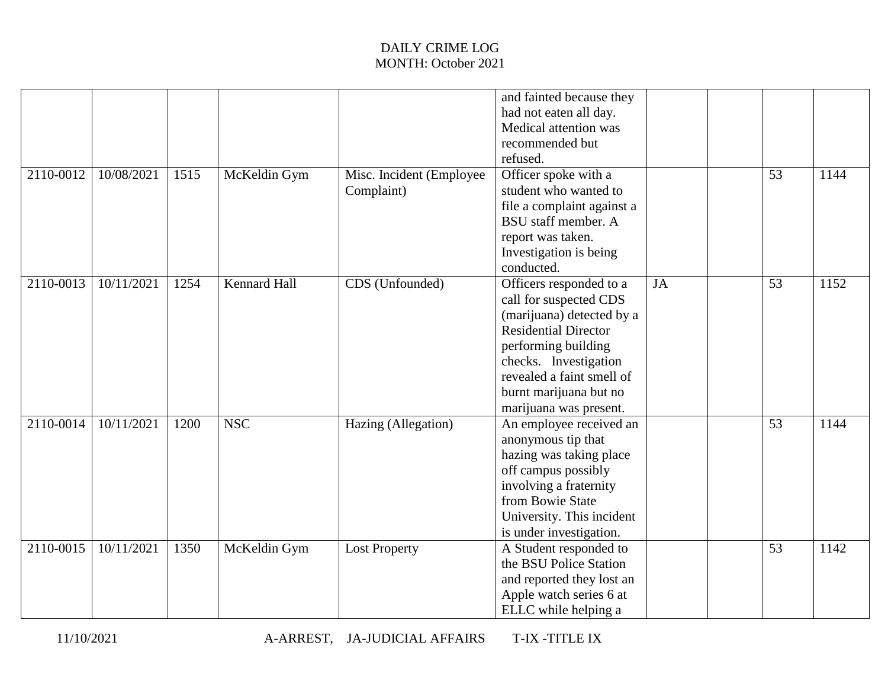DAILY CRIME LOG
MONTH: October 2021

| | | | | | | | | | |
|---|---|---|---|---|---|---|---|---|---|
| | | | | | and fainted because they had not eaten all day. Medical attention was recommended but refused. | | | | |
| 2110-0012 | 10/08/2021 | 1515 | McKeldin Gym | Misc. Incident (Employee Complaint) | Officer spoke with a student who wanted to file a complaint against a BSU staff member. A report was taken. Investigation is being conducted. | | | 53 | 1144 |
| 2110-0013 | 10/11/2021 | 1254 | Kennard Hall | CDS (Unfounded) | Officers responded to a call for suspected CDS (marijuana) detected by a Residential Director performing building checks. Investigation revealed a faint smell of burnt marijuana but no marijuana was present. | JA | | 53 | 1152 |
| 2110-0014 | 10/11/2021 | 1200 | NSC | Hazing (Allegation) | An employee received an anonymous tip that hazing was taking place off campus possibly involving a fraternity from Bowie State University. This incident is under investigation. | | | 53 | 1144 |
| 2110-0015 | 10/11/2021 | 1350 | McKeldin Gym | Lost Property | A Student responded to the BSU Police Station and reported they lost an Apple watch series 6 at ELLC while helping a | | | 53 | 1142 |

11/10/2021 A-ARREST, JA-JUDICIAL AFFAIRS T-IX -TITLE IX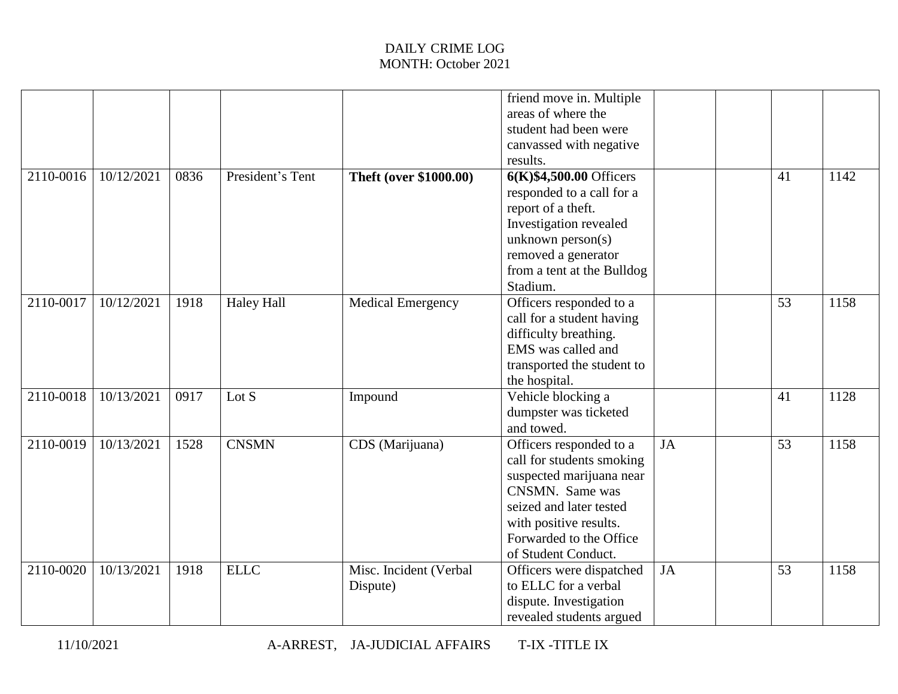# DAILY CRIME LOG

MONTH: October 2021

| | | | | | | | | | |
|---|---|---|---|---|---|---|---|---|---|
| | | | | | friend move in. Multiple areas of where the student had been were canvassed with negative results. | | | | |
| 2110-0016 | 10/12/2021 | 0836 | President's Tent | **Theft (over $1000.00)** | **6(K)$4,500.00** Officers responded to a call for a report of a theft. Investigation revealed unknown person(s) removed a generator from a tent at the Bulldog Stadium. | | | 41 | 1142 |
| 2110-0017 | 10/12/2021 | 1918 | Haley Hall | Medical Emergency | Officers responded to a call for a student having difficulty breathing. EMS was called and transported the student to the hospital. | | | 53 | 1158 |
| 2110-0018 | 10/13/2021 | 0917 | Lot S | Impound | Vehicle blocking a dumpster was ticketed and towed. | | | 41 | 1128 |
| 2110-0019 | 10/13/2021 | 1528 | CNSMN | CDS (Marijuana) | Officers responded to a call for students smoking suspected marijuana near CNSMN. Same was seized and later tested with positive results. Forwarded to the Office of Student Conduct. | JA | | 53 | 1158 |
| 2110-0020 | 10/13/2021 | 1918 | ELLC | Misc. Incident (Verbal Dispute) | Officers were dispatched to ELLC for a verbal dispute. Investigation revealed students argued | JA | | 53 | 1158 |

11/10/2021 A-ARREST, JA-JUDICIAL AFFAIRS T-IX -TITLE IX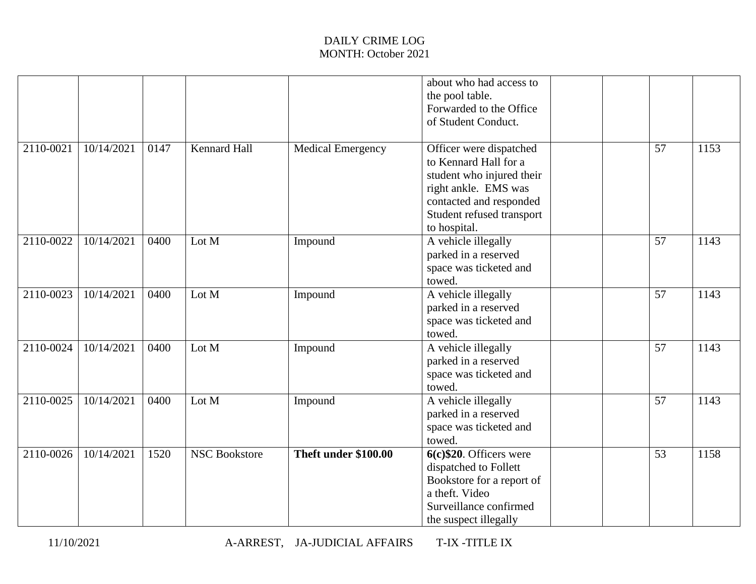DAILY CRIME LOG
MONTH: October 2021

| | | | | | | | | | |
|---|---|---|---|---|---|---|---|---|---|
| | | | | | about who had access to the pool table. Forwarded to the Office of Student Conduct. | | | | |
| 2110-0021 | 10/14/2021 | 0147 | Kennard Hall | Medical Emergency | Officer were dispatched to Kennard Hall for a student who injured their right ankle. EMS was contacted and responded Student refused transport to hospital. | | | 57 | 1153 |
| 2110-0022 | 10/14/2021 | 0400 | Lot M | Impound | A vehicle illegally parked in a reserved space was ticketed and towed. | | | 57 | 1143 |
| 2110-0023 | 10/14/2021 | 0400 | Lot M | Impound | A vehicle illegally parked in a reserved space was ticketed and towed. | | | 57 | 1143 |
| 2110-0024 | 10/14/2021 | 0400 | Lot M | Impound | A vehicle illegally parked in a reserved space was ticketed and towed. | | | 57 | 1143 |
| 2110-0025 | 10/14/2021 | 0400 | Lot M | Impound | A vehicle illegally parked in a reserved space was ticketed and towed. | | | 57 | 1143 |
| 2110-0026 | 10/14/2021 | 1520 | NSC Bookstore | **Theft under $100.00** | **6(c)$20**. Officers were dispatched to Follett Bookstore for a report of a theft. Video Surveillance confirmed the suspect illegally | | | 53 | 1158 |

11/10/2021 A-ARREST, JA-JUDICIAL AFFAIRS T-IX -TITLE IX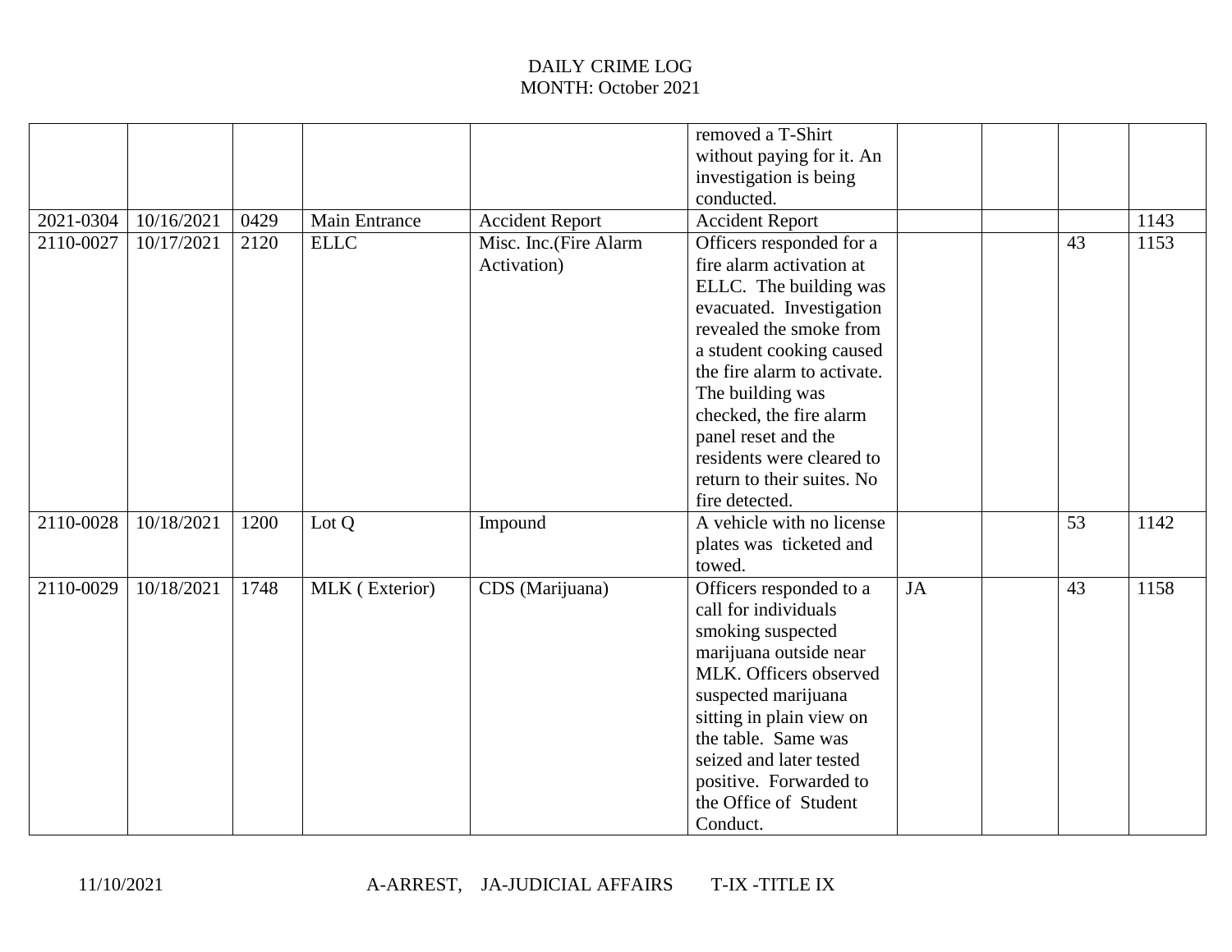DAILY CRIME LOG
MONTH: October 2021

| | | | | | | | | | |
|---|---|---|---|---|---|---|---|---|---|
| | | | | | removed a T-Shirt without paying for it. An investigation is being conducted. | | | | |
| 2021-0304 | 10/16/2021 | 0429 | Main Entrance | Accident Report | Accident Report | | | | 1143 |
| 2110-0027 | 10/17/2021 | 2120 | ELLC | Misc. Inc.(Fire Alarm Activation) | Officers responded for a fire alarm activation at ELLC. The building was evacuated. Investigation revealed the smoke from a student cooking caused the fire alarm to activate. The building was checked, the fire alarm panel reset and the residents were cleared to return to their suites. No fire detected. | | | 43 | 1153 |
| 2110-0028 | 10/18/2021 | 1200 | Lot Q | Impound | A vehicle with no license plates was ticketed and towed. | | | 53 | 1142 |
| 2110-0029 | 10/18/2021 | 1748 | MLK ( Exterior) | CDS (Marijuana) | Officers responded to a call for individuals smoking suspected marijuana outside near MLK. Officers observed suspected marijuana sitting in plain view on the table. Same was seized and later tested positive. Forwarded to the Office of Student Conduct. | JA | | 43 | 1158 |

11/10/2021 A-ARREST, JA-JUDICIAL AFFAIRS T-IX -TITLE IX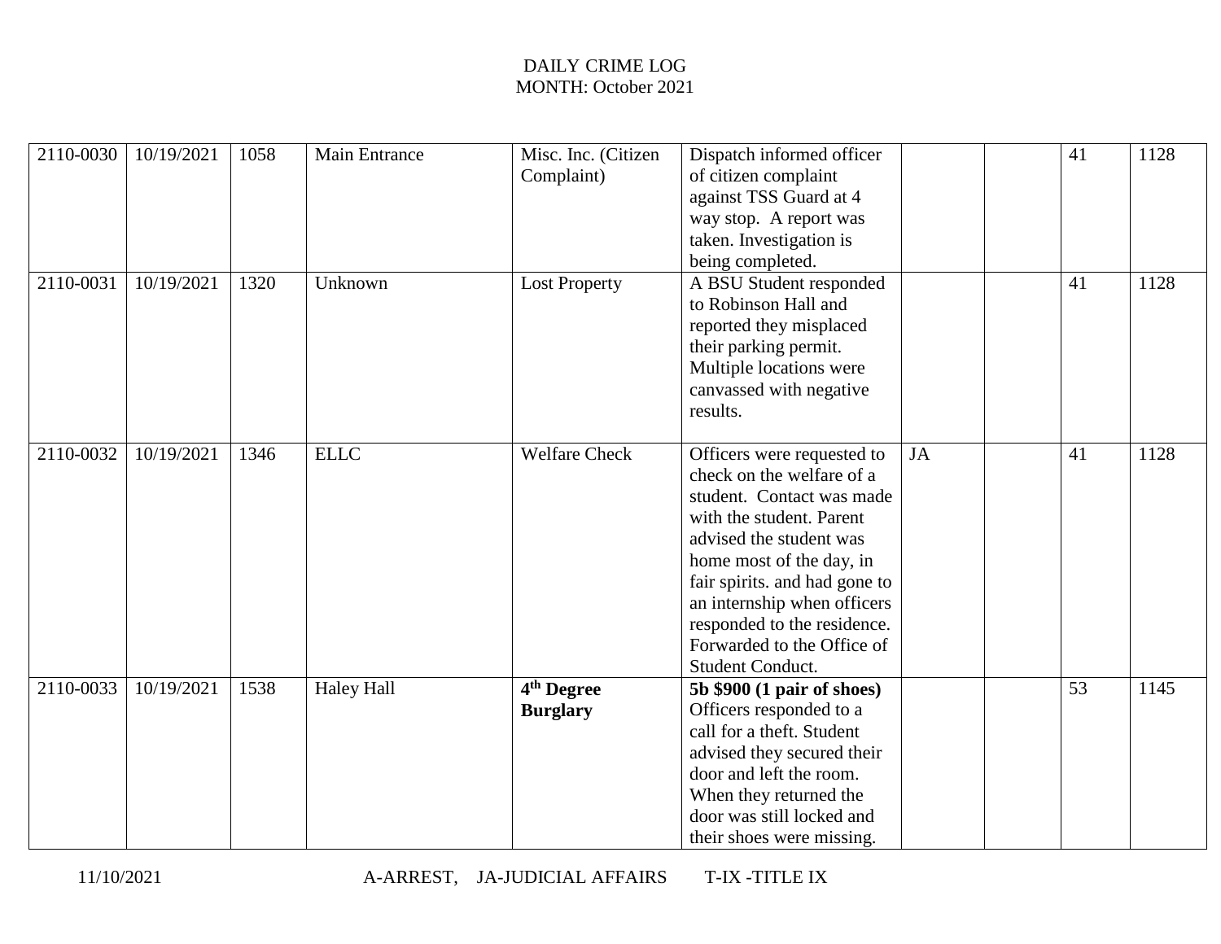DAILY CRIME LOG
MONTH: October 2021

| | | | | | | | | | |
|---|---|---|---|---|---|---|---|---|---|
| 2110-0030 | 10/19/2021 | 1058 | Main Entrance | Misc. Inc. (Citizen Complaint) | Dispatch informed officer of citizen complaint against TSS Guard at 4 way stop. A report was taken. Investigation is being completed. | | | 41 | 1128 |
| 2110-0031 | 10/19/2021 | 1320 | Unknown | Lost Property | A BSU Student responded to Robinson Hall and reported they misplaced their parking permit. Multiple locations were canvassed with negative results. | | | 41 | 1128 |
| 2110-0032 | 10/19/2021 | 1346 | ELLC | Welfare Check | Officers were requested to check on the welfare of a student. Contact was made with the student. Parent advised the student was home most of the day, in fair spirits. and had gone to an internship when officers responded to the residence. Forwarded to the Office of Student Conduct. | JA | | 41 | 1128 |
| 2110-0033 | 10/19/2021 | 1538 | Haley Hall | **4th Degree Burglary** | **5b $900 (1 pair of shoes)** Officers responded to a call for a theft. Student advised they secured their door and left the room. When they returned the door was still locked and their shoes were missing. | | | 53 | 1145 |

11/10/2021 A-ARREST, JA-JUDICIAL AFFAIRS T-IX -TITLE IX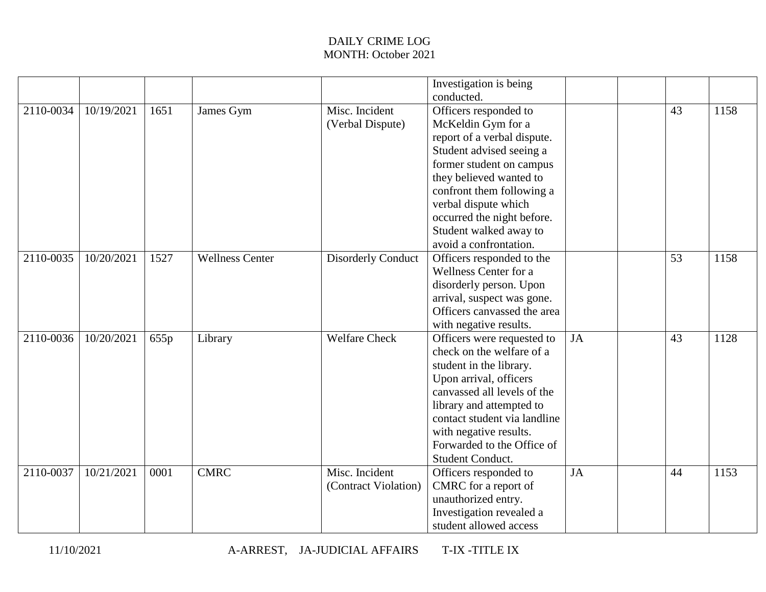DAILY CRIME LOG
MONTH: October 2021

| | | | | | | | | | |
|---|---|---|---|---|---|---|---|---|---|
| | | | | | Investigation is being conducted. | | | | |
| 2110-0034 | 10/19/2021 | 1651 | James Gym | Misc. Incident (Verbal Dispute) | Officers responded to McKeldin Gym for a report of a verbal dispute. Student advised seeing a former student on campus they believed wanted to confront them following a verbal dispute which occurred the night before. Student walked away to avoid a confrontation. | | | 43 | 1158 |
| 2110-0035 | 10/20/2021 | 1527 | Wellness Center | Disorderly Conduct | Officers responded to the Wellness Center for a disorderly person. Upon arrival, suspect was gone. Officers canvassed the area with negative results. | | | 53 | 1158 |
| 2110-0036 | 10/20/2021 | 655p | Library | Welfare Check | Officers were requested to check on the welfare of a student in the library. Upon arrival, officers canvassed all levels of the library and attempted to contact student via landline with negative results. Forwarded to the Office of Student Conduct. | JA | | 43 | 1128 |
| 2110-0037 | 10/21/2021 | 0001 | CMRC | Misc. Incident (Contract Violation) | Officers responded to CMRC for a report of unauthorized entry. Investigation revealed a student allowed access | JA | | 44 | 1153 |

11/10/2021 A-ARREST, JA-JUDICIAL AFFAIRS T-IX -TITLE IX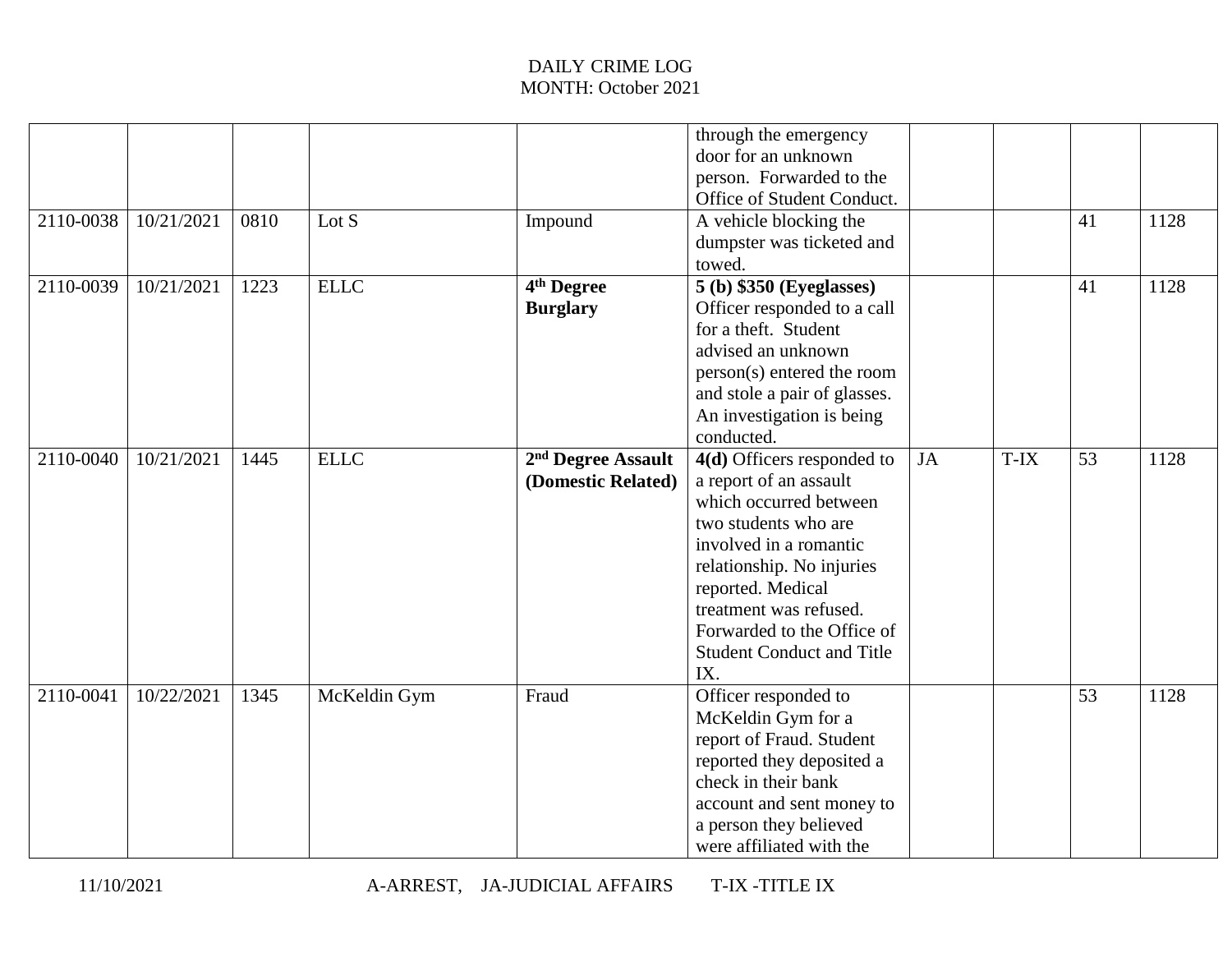DAILY CRIME LOG
MONTH: October 2021

| | | | | | | | | | |
|---|---|---|---|---|---|---|---|---|---|
| | | | | | through the emergency door for an unknown person. Forwarded to the Office of Student Conduct. | | | | |
| 2110-0038 | 10/21/2021 | 0810 | Lot S | Impound | A vehicle blocking the dumpster was ticketed and towed. | | | 41 | 1128 |
| 2110-0039 | 10/21/2021 | 1223 | ELLC | **4th Degree Burglary** | **5 (b) $350 (Eyeglasses)** Officer responded to a call for a theft. Student advised an unknown person(s) entered the room and stole a pair of glasses. An investigation is being conducted. | | | 41 | 1128 |
| 2110-0040 | 10/21/2021 | 1445 | ELLC | **2nd Degree Assault (Domestic Related)** | **4(d)** Officers responded to a report of an assault which occurred between two students who are involved in a romantic relationship. No injuries reported. Medical treatment was refused. Forwarded to the Office of Student Conduct and Title IX. | JA | T-IX | 53 | 1128 |
| 2110-0041 | 10/22/2021 | 1345 | McKeldin Gym | Fraud | Officer responded to McKeldin Gym for a report of Fraud. Student reported they deposited a check in their bank account and sent money to a person they believed were affiliated with the | | | 53 | 1128 |

11/10/2021 A-ARREST, JA-JUDICIAL AFFAIRS T-IX -TITLE IX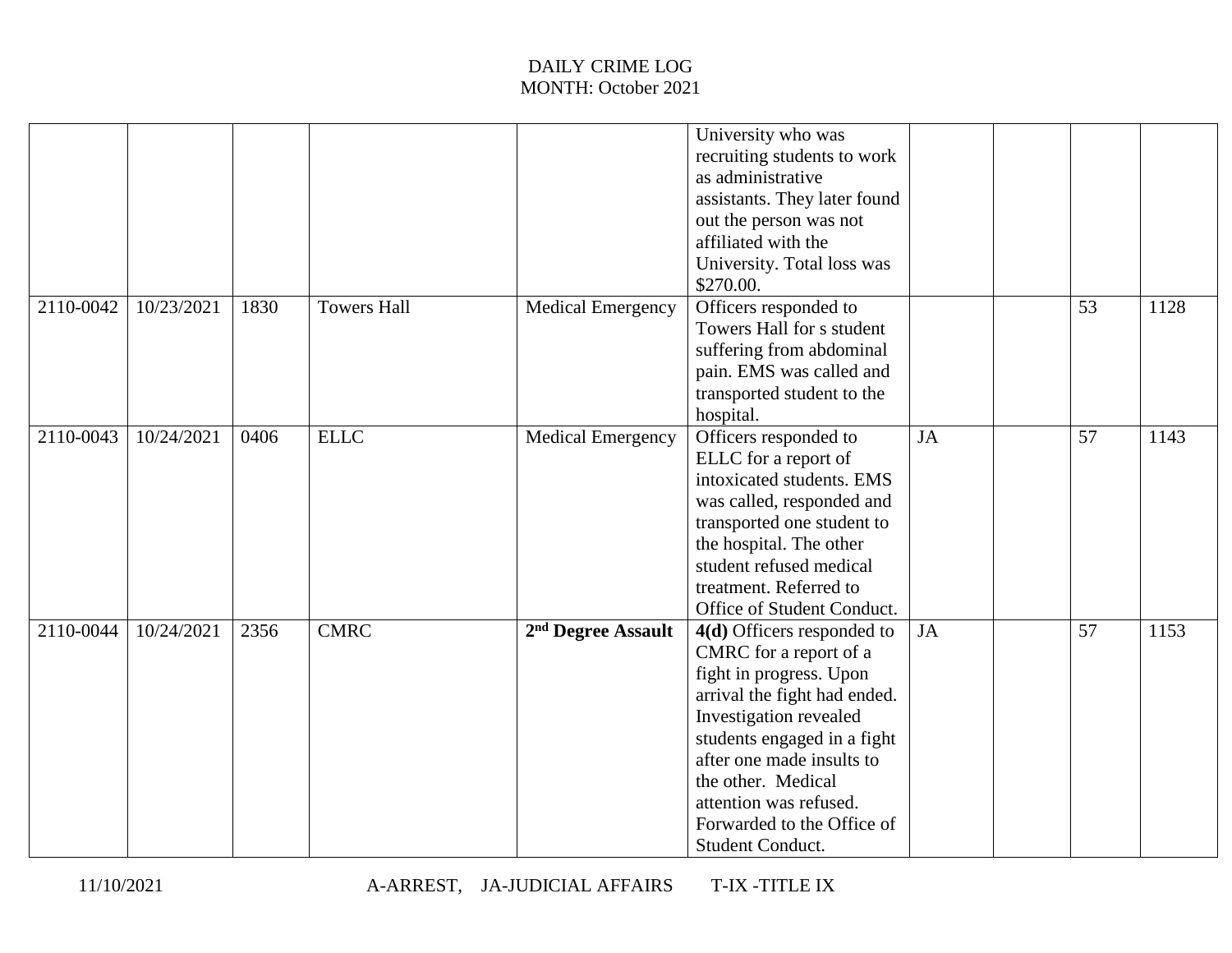DAILY CRIME LOG
MONTH: October 2021

| | | | | | | | | | |
|---|---|---|---|---|---|---|---|---|---|
| | | | | | University who was recruiting students to work as administrative assistants. They later found out the person was not affiliated with the University. Total loss was $270.00. | | | | |
| 2110-0042 | 10/23/2021 | 1830 | Towers Hall | Medical Emergency | Officers responded to Towers Hall for s student suffering from abdominal pain. EMS was called and transported student to the hospital. | | | 53 | 1128 |
| 2110-0043 | 10/24/2021 | 0406 | ELLC | Medical Emergency | Officers responded to ELLC for a report of intoxicated students. EMS was called, responded and transported one student to the hospital. The other student refused medical treatment. Referred to Office of Student Conduct. | JA | | 57 | 1143 |
| 2110-0044 | 10/24/2021 | 2356 | CMRC | **2nd Degree Assault** | **4(d)** Officers responded to CMRC for a report of a fight in progress. Upon arrival the fight had ended. Investigation revealed students engaged in a fight after one made insults to the other. Medical attention was refused. Forwarded to the Office of Student Conduct. | JA | | 57 | 1153 |

11/10/2021 A-ARREST, JA-JUDICIAL AFFAIRS T-IX -TITLE IX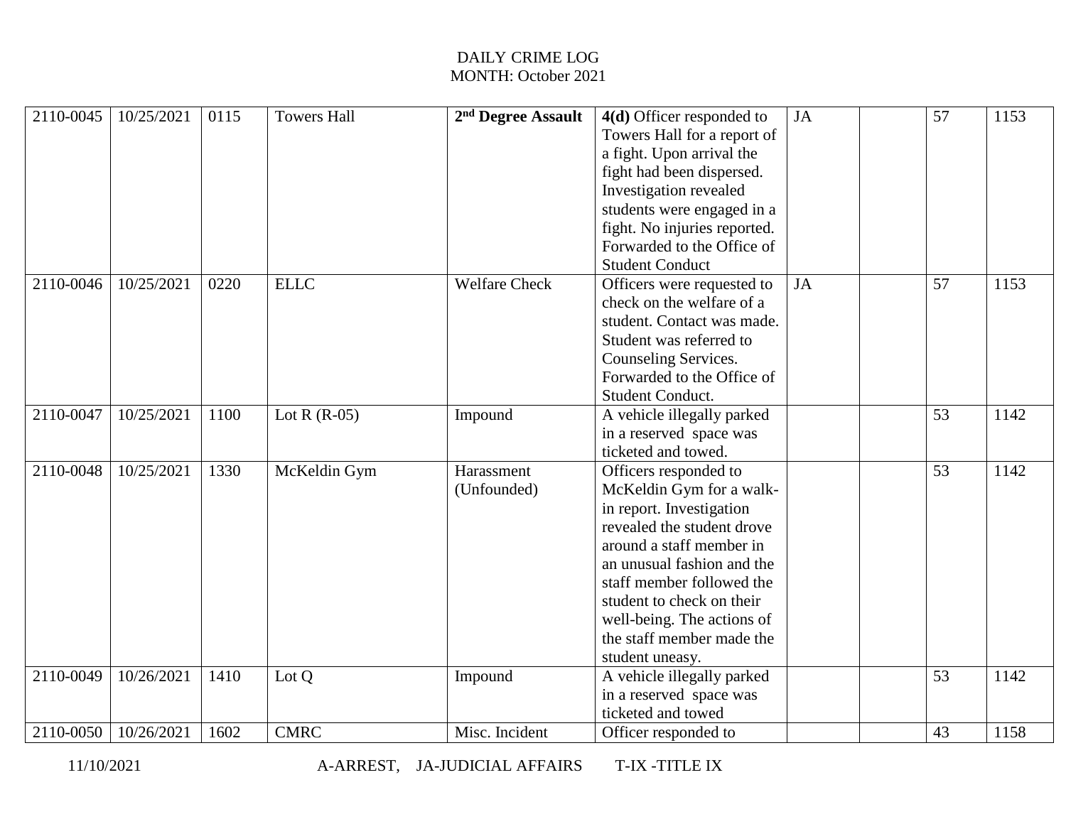DAILY CRIME LOG
MONTH: October 2021

| | | | | | | | | | |
|---|---|---|---|---|---|---|---|---|---|
| 2110-0045 | 10/25/2021 | 0115 | Towers Hall | **2nd Degree Assault** | **4(d)** Officer responded to Towers Hall for a report of a fight. Upon arrival the fight had been dispersed. Investigation revealed students were engaged in a fight. No injuries reported. Forwarded to the Office of Student Conduct | JA | | 57 | 1153 |
| 2110-0046 | 10/25/2021 | 0220 | ELLC | Welfare Check | Officers were requested to check on the welfare of a student. Contact was made. Student was referred to Counseling Services. Forwarded to the Office of Student Conduct. | JA | | 57 | 1153 |
| 2110-0047 | 10/25/2021 | 1100 | Lot R (R-05) | Impound | A vehicle illegally parked in a reserved space was ticketed and towed. | | | 53 | 1142 |
| 2110-0048 | 10/25/2021 | 1330 | McKeldin Gym | Harassment (Unfounded) | Officers responded to McKeldin Gym for a walk-in report. Investigation revealed the student drove around a staff member in an unusual fashion and the staff member followed the student to check on their well-being. The actions of the staff member made the student uneasy. | | | 53 | 1142 |
| 2110-0049 | 10/26/2021 | 1410 | Lot Q | Impound | A vehicle illegally parked in a reserved space was ticketed and towed | | | 53 | 1142 |
| 2110-0050 | 10/26/2021 | 1602 | CMRC | Misc. Incident | Officer responded to | | | 43 | 1158 |

11/10/2021 A-ARREST, JA-JUDICIAL AFFAIRS T-IX -TITLE IX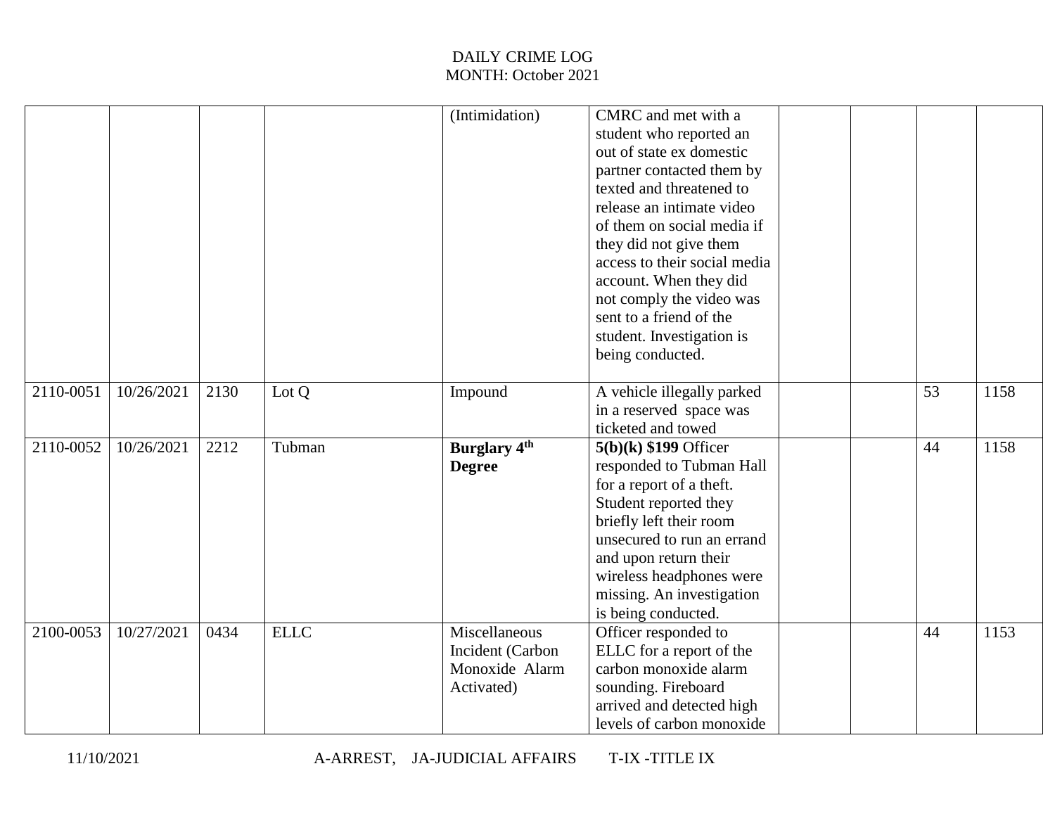DAILY CRIME LOG
MONTH: October 2021

| | | | | | | | | | |
|---|---|---|---|---|---|---|---|---|---|
| | | | | (Intimidation) | CMRC and met with a student who reported an out of state ex domestic partner contacted them by texted and threatened to release an intimate video of them on social media if they did not give them access to their social media account. When they did not comply the video was sent to a friend of the student. Investigation is being conducted. | | | | |
| 2110-0051 | 10/26/2021 | 2130 | Lot Q | Impound | A vehicle illegally parked in a reserved space was ticketed and towed | | | 53 | 1158 |
| 2110-0052 | 10/26/2021 | 2212 | Tubman | **Burglary 4th Degree** | **5(b)(k) $199** Officer responded to Tubman Hall for a report of a theft. Student reported they briefly left their room unsecured to run an errand and upon return their wireless headphones were missing. An investigation is being conducted. | | | 44 | 1158 |
| 2100-0053 | 10/27/2021 | 0434 | ELLC | Miscellaneous Incident (Carbon Monoxide Alarm Activated) | Officer responded to ELLC for a report of the carbon monoxide alarm sounding. Fireboard arrived and detected high levels of carbon monoxide | | | 44 | 1153 |

11/10/2021 A-ARREST, JA-JUDICIAL AFFAIRS T-IX -TITLE IX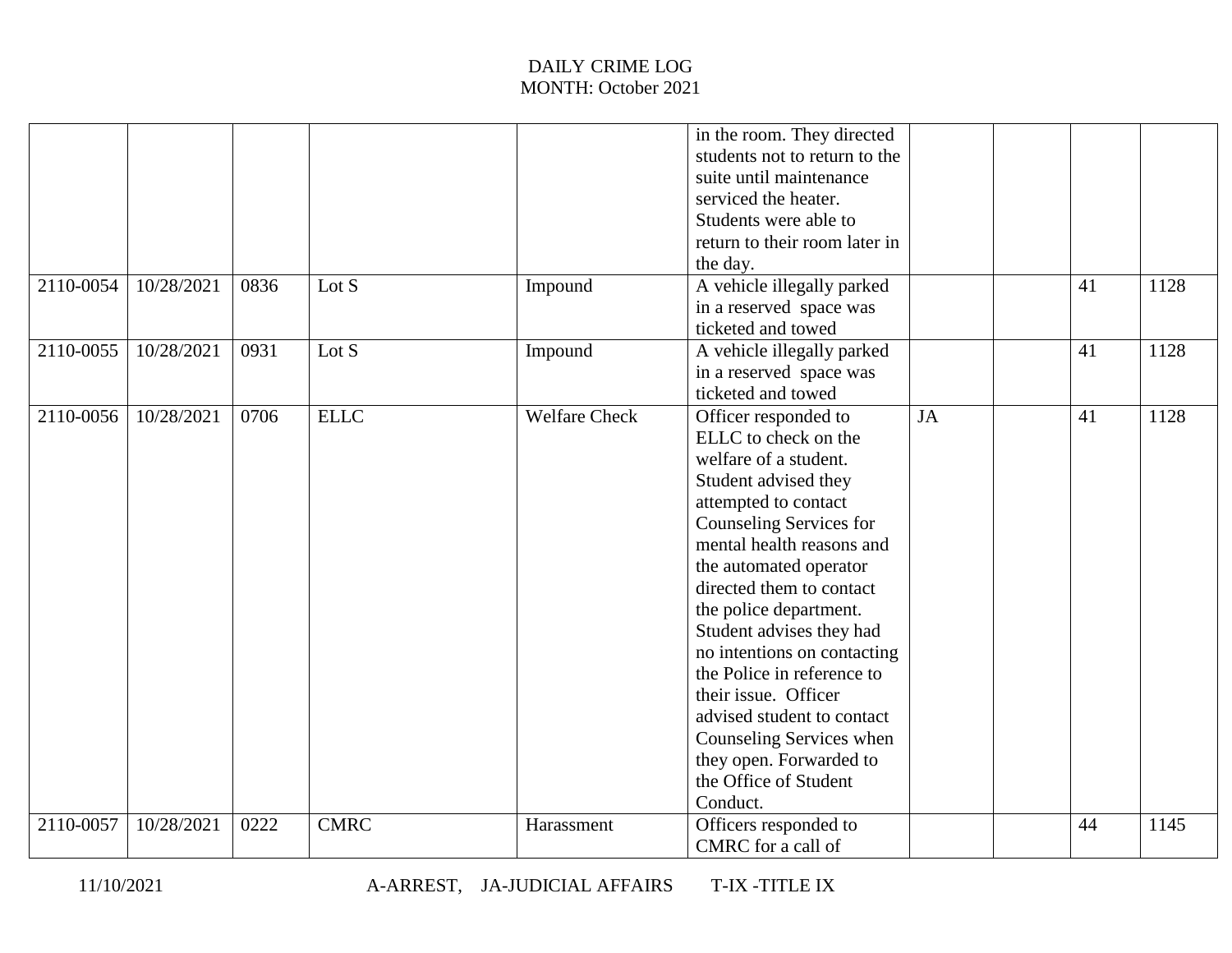# DAILY CRIME LOG
MONTH: October 2021

| | | | | | | | | | |
|---|---|---|---|---|---|---|---|---|---|
| | | | | | in the room. They directed students not to return to the suite until maintenance serviced the heater. Students were able to return to their room later in the day. | | | | |
| 2110-0054 | 10/28/2021 | 0836 | Lot S | Impound | A vehicle illegally parked in a reserved space was ticketed and towed | | | 41 | 1128 |
| 2110-0055 | 10/28/2021 | 0931 | Lot S | Impound | A vehicle illegally parked in a reserved space was ticketed and towed | | | 41 | 1128 |
| 2110-0056 | 10/28/2021 | 0706 | ELLC | Welfare Check | Officer responded to ELLC to check on the welfare of a student. Student advised they attempted to contact Counseling Services for mental health reasons and the automated operator directed them to contact the police department. Student advises they had no intentions on contacting the Police in reference to their issue. Officer advised student to contact Counseling Services when they open. Forwarded to the Office of Student Conduct. | JA | | 41 | 1128 |
| 2110-0057 | 10/28/2021 | 0222 | CMRC | Harassment | Officers responded to CMRC for a call of | | | 44 | 1145 |

11/10/2021 A-ARREST, JA-JUDICIAL AFFAIRS T-IX -TITLE IX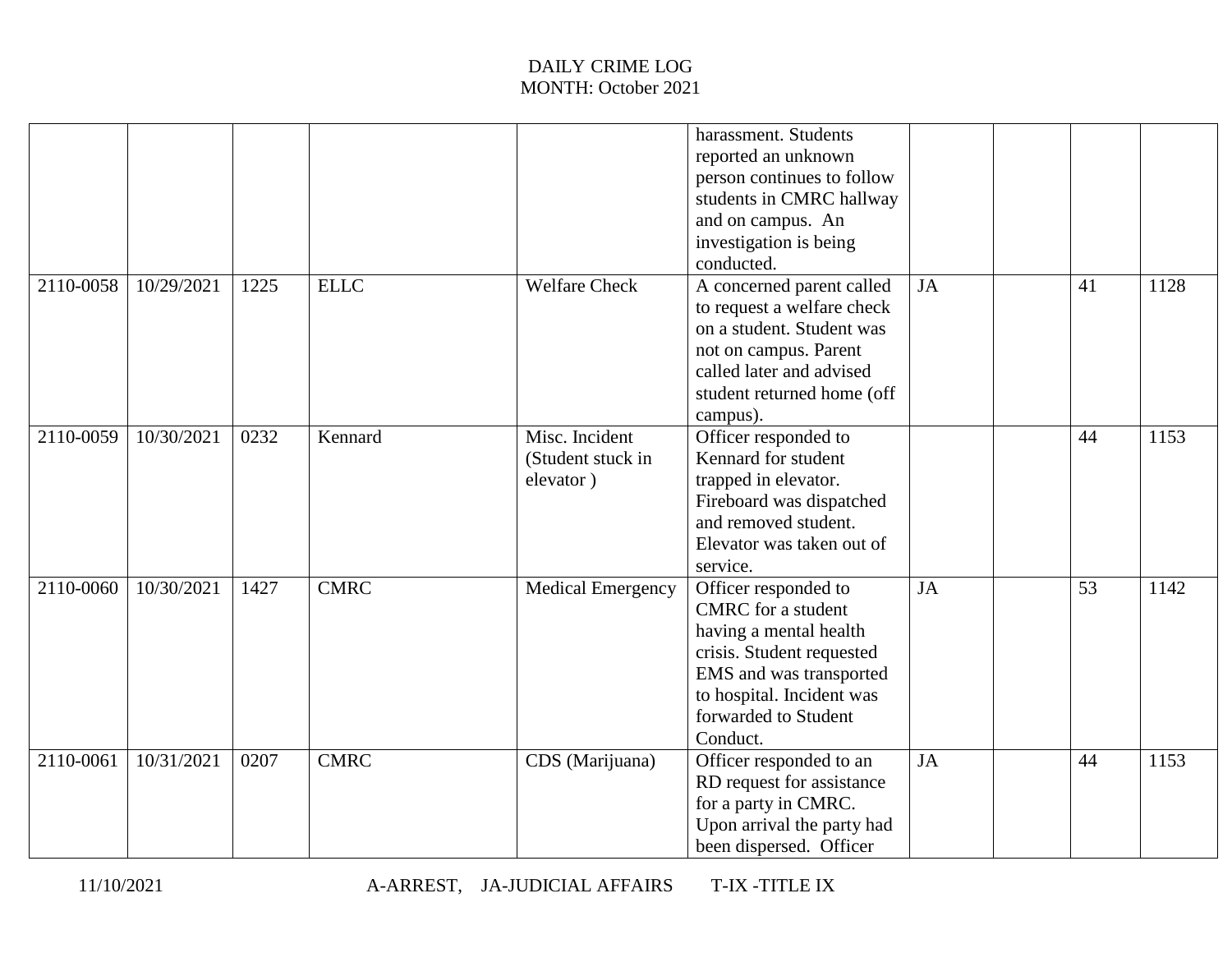DAILY CRIME LOG
MONTH: October 2021

| | | | | | | | | | |
|---|---|---|---|---|---|---|---|---|---|
| | | | | | harassment. Students reported an unknown person continues to follow students in CMRC hallway and on campus. An investigation is being conducted. | | | | |
| 2110-0058 | 10/29/2021 | 1225 | ELLC | Welfare Check | A concerned parent called to request a welfare check on a student. Student was not on campus. Parent called later and advised student returned home (off campus). | JA | | 41 | 1128 |
| 2110-0059 | 10/30/2021 | 0232 | Kennard | Misc. Incident (Student stuck in elevator ) | Officer responded to Kennard for student trapped in elevator. Fireboard was dispatched and removed student. Elevator was taken out of service. | | | 44 | 1153 |
| 2110-0060 | 10/30/2021 | 1427 | CMRC | Medical Emergency | Officer responded to CMRC for a student having a mental health crisis. Student requested EMS and was transported to hospital. Incident was forwarded to Student Conduct. | JA | | 53 | 1142 |
| 2110-0061 | 10/31/2021 | 0207 | CMRC | CDS (Marijuana) | Officer responded to an RD request for assistance for a party in CMRC. Upon arrival the party had been dispersed. Officer | JA | | 44 | 1153 |

11/10/2021 A-ARREST, JA-JUDICIAL AFFAIRS T-IX -TITLE IX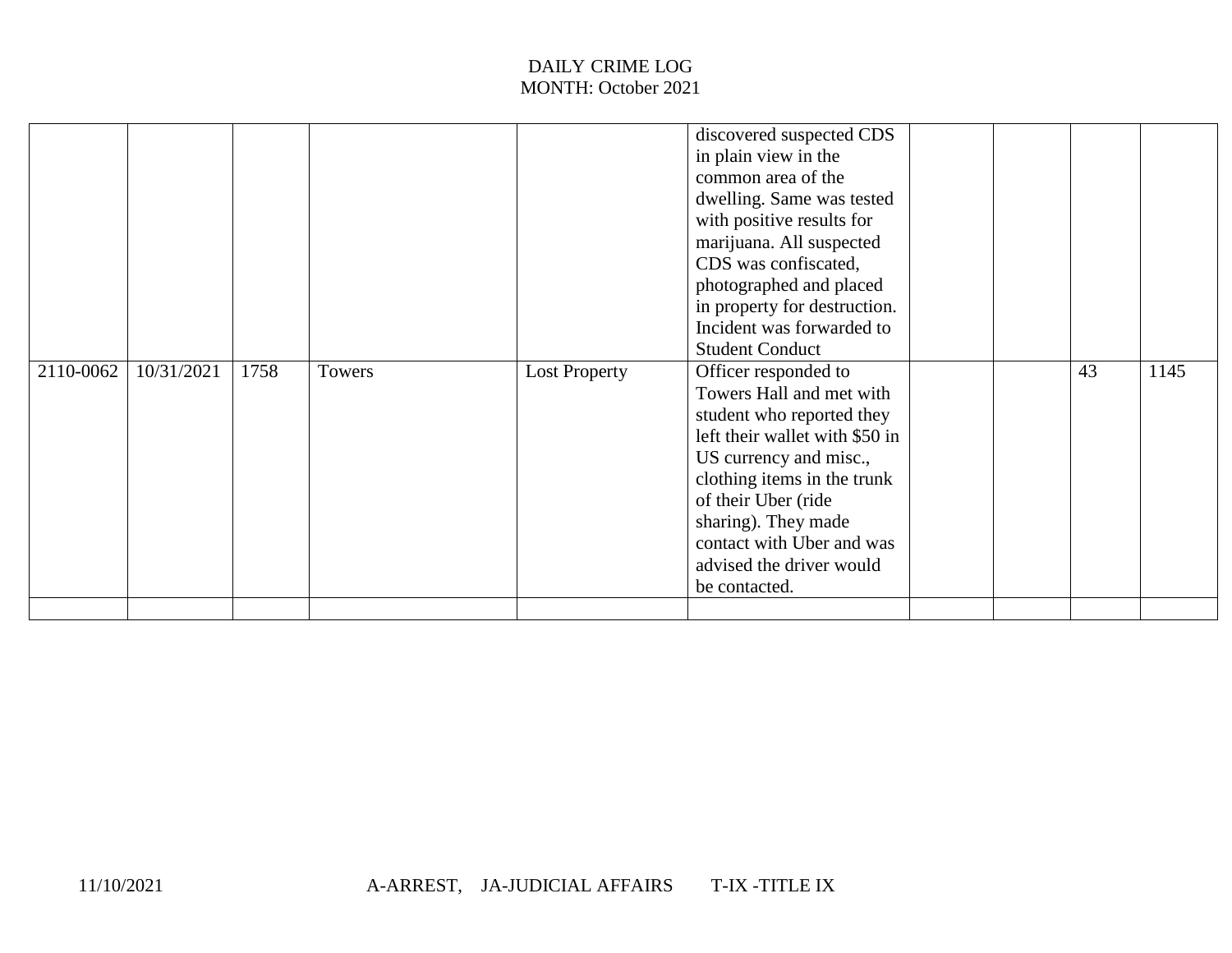DAILY CRIME LOG
MONTH: October 2021

| | | | | | | | | | |
|---|---|---|---|---|---|---|---|---|---|
| | | | | | discovered suspected CDS in plain view in the common area of the dwelling. Same was tested with positive results for marijuana. All suspected CDS was confiscated, photographed and placed in property for destruction. Incident was forwarded to Student Conduct | | | | |
| 2110-0062 | 10/31/2021 | 1758 | Towers | Lost Property | Officer responded to Towers Hall and met with student who reported they left their wallet with $50 in US currency and misc., clothing items in the trunk of their Uber (ride sharing). They made contact with Uber and was advised the driver would be contacted. | | | 43 | 1145 |
| | | | | | | | | | |

11/10/2021 A-ARREST, JA-JUDICIAL AFFAIRS T-IX -TITLE IX